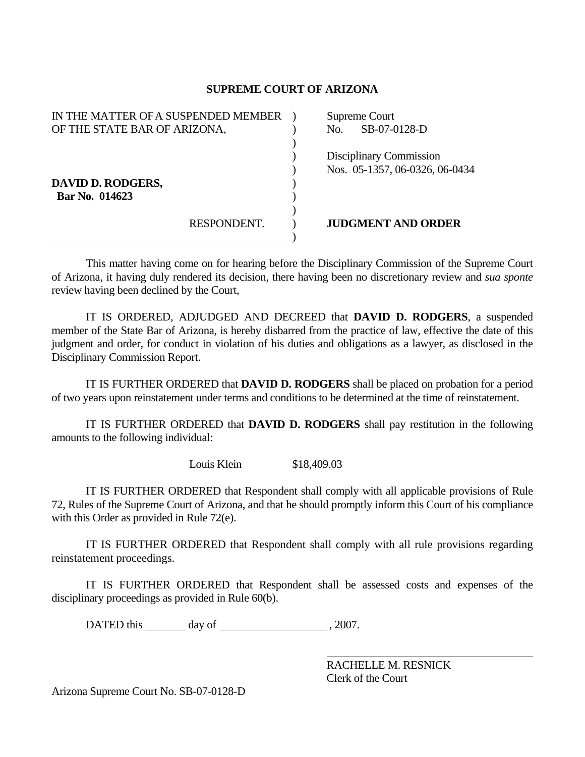**SUPREME COURT OF ARIZONA**

| | |
|---|---|
| IN THE MATTER OF A SUSPENDED MEMBER OF THE STATE BAR OF ARIZONA, | Supreme Court No. SB-07-0128-D |
| | Disciplinary Commission Nos. 05-1357, 06-0326, 06-0434 |
| **DAVID D. RODGERS, Bar No. 014623** | |
| RESPONDENT. | **JUDGMENT AND ORDER** |

This matter having come on for hearing before the Disciplinary Commission of the Supreme Court of Arizona, it having duly rendered its decision, there having been no discretionary review and *sua sponte* review having been declined by the Court,

IT IS ORDERED, ADJUDGED AND DECREED that **DAVID D. RODGERS**, a suspended member of the State Bar of Arizona, is hereby disbarred from the practice of law, effective the date of this judgment and order, for conduct in violation of his duties and obligations as a lawyer, as disclosed in the Disciplinary Commission Report.

IT IS FURTHER ORDERED that **DAVID D. RODGERS** shall be placed on probation for a period of two years upon reinstatement under terms and conditions to be determined at the time of reinstatement.

IT IS FURTHER ORDERED that **DAVID D. RODGERS** shall pay restitution in the following amounts to the following individual:

Louis Klein $18,409.03

IT IS FURTHER ORDERED that Respondent shall comply with all applicable provisions of Rule 72, Rules of the Supreme Court of Arizona, and that he should promptly inform this Court of his compliance with this Order as provided in Rule 72(e).

IT IS FURTHER ORDERED that Respondent shall comply with all rule provisions regarding reinstatement proceedings.

IT IS FURTHER ORDERED that Respondent shall be assessed costs and expenses of the disciplinary proceedings as provided in Rule 60(b).

DATED this ________ day of ____________________ , 2007.

RACHELLE M. RESNICK
Clerk of the Court

Arizona Supreme Court No. SB-07-0128-D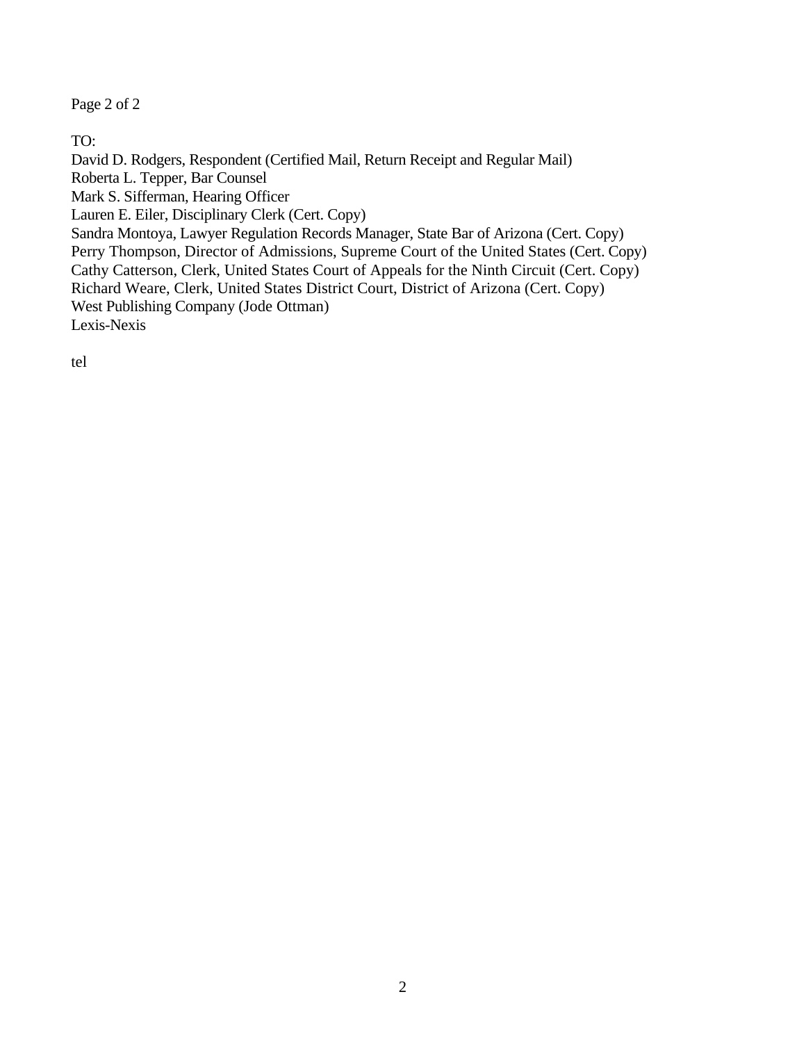TO:

David D. Rodgers, Respondent (Certified Mail, Return Receipt and Regular Mail)
Roberta L. Tepper, Bar Counsel
Mark S. Sifferman, Hearing Officer
Lauren E. Eiler, Disciplinary Clerk (Cert. Copy)
Sandra Montoya, Lawyer Regulation Records Manager, State Bar of Arizona (Cert. Copy)
Perry Thompson, Director of Admissions, Supreme Court of the United States (Cert. Copy)
Cathy Catterson, Clerk, United States Court of Appeals for the Ninth Circuit (Cert. Copy)
Richard Weare, Clerk, United States District Court, District of Arizona (Cert. Copy)
West Publishing Company (Jode Ottman)
Lexis-Nexis

tel